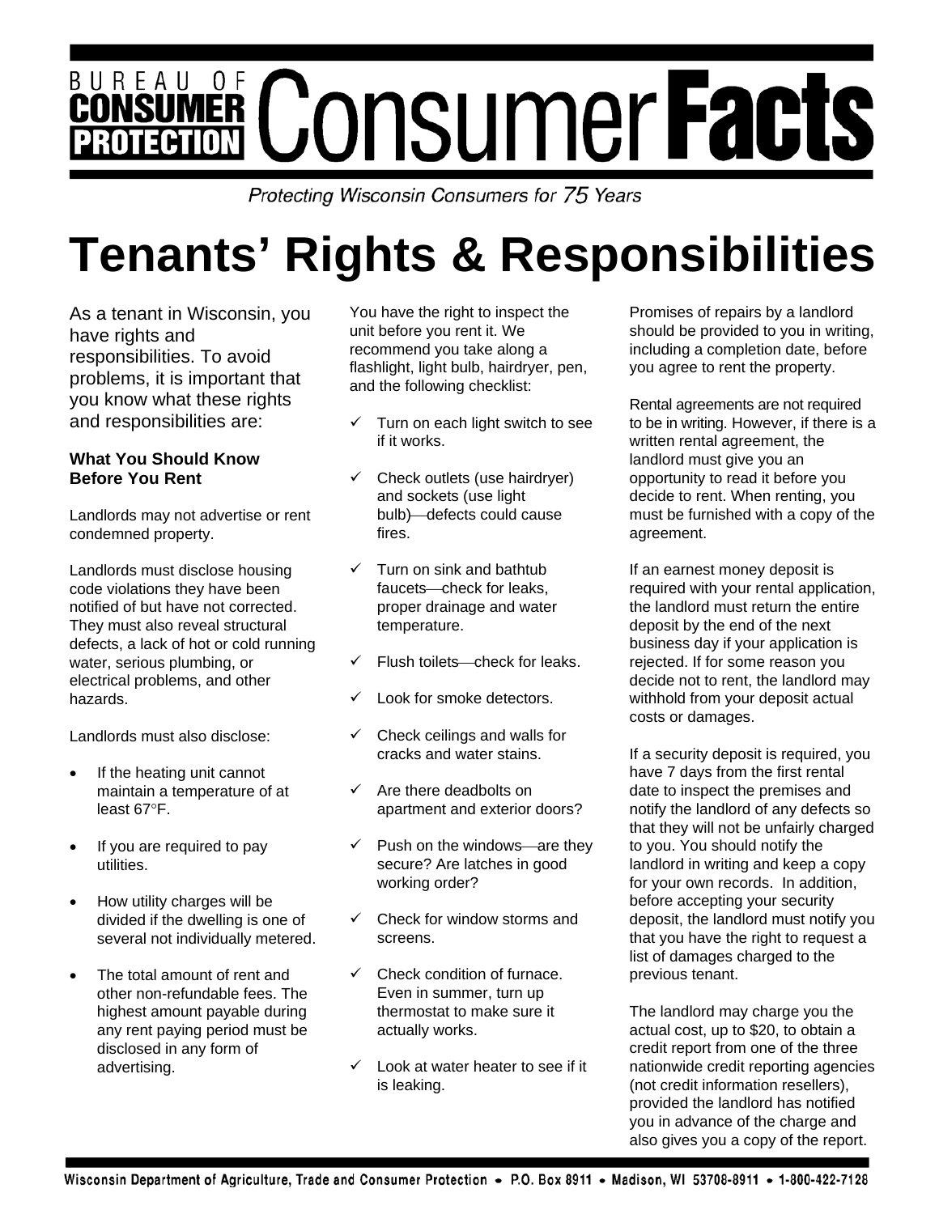# Bureau of Consumer Protection Consumer Facts

*Protecting Wisconsin Consumers for 75 Years*

# Tenants' Rights & Responsibilities

As a tenant in Wisconsin, you have rights and responsibilities. To avoid problems, it is important that you know what these rights and responsibilities are:

### What You Should Know Before You Rent

Landlords may not advertise or rent condemned property.

Landlords must disclose housing code violations they have been notified of but have not corrected. They must also reveal structural defects, a lack of hot or cold running water, serious plumbing, or electrical problems, and other hazards.

Landlords must also disclose:

- If the heating unit cannot maintain a temperature of at least 67°F.
- If you are required to pay utilities.
- How utility charges will be divided if the dwelling is one of several not individually metered.
- The total amount of rent and other non-refundable fees. The highest amount payable during any rent paying period must be disclosed in any form of advertising.

You have the right to inspect the unit before you rent it. We recommend you take along a flashlight, light bulb, hairdryer, pen, and the following checklist:

- ✓ Turn on each light switch to see if it works.
- ✓ Check outlets (use hairdryer) and sockets (use light bulb)—defects could cause fires.
- ✓ Turn on sink and bathtub faucets—check for leaks, proper drainage and water temperature.
- ✓ Flush toilets—check for leaks.
- ✓ Look for smoke detectors.
- ✓ Check ceilings and walls for cracks and water stains.
- ✓ Are there deadbolts on apartment and exterior doors?
- ✓ Push on the windows—are they secure? Are latches in good working order?
- ✓ Check for window storms and screens.
- ✓ Check condition of furnace. Even in summer, turn up thermostat to make sure it actually works.
- ✓ Look at water heater to see if it is leaking.

Promises of repairs by a landlord should be provided to you in writing, including a completion date, before you agree to rent the property.

Rental agreements are not required to be in writing. However, if there is a written rental agreement, the landlord must give you an opportunity to read it before you decide to rent. When renting, you must be furnished with a copy of the agreement.

If an earnest money deposit is required with your rental application, the landlord must return the entire deposit by the end of the next business day if your application is rejected. If for some reason you decide not to rent, the landlord may withhold from your deposit actual costs or damages.

If a security deposit is required, you have 7 days from the first rental date to inspect the premises and notify the landlord of any defects so that they will not be unfairly charged to you. You should notify the landlord in writing and keep a copy for your own records. In addition, before accepting your security deposit, the landlord must notify you that you have the right to request a list of damages charged to the previous tenant.

The landlord may charge you the actual cost, up to $20, to obtain a credit report from one of the three nationwide credit reporting agencies (not credit information resellers), provided the landlord has notified you in advance of the charge and also gives you a copy of the report.

Wisconsin Department of Agriculture, Trade and Consumer Protection • P.O. Box 8911 • Madison, WI 53708-8911 • 1-800-422-7128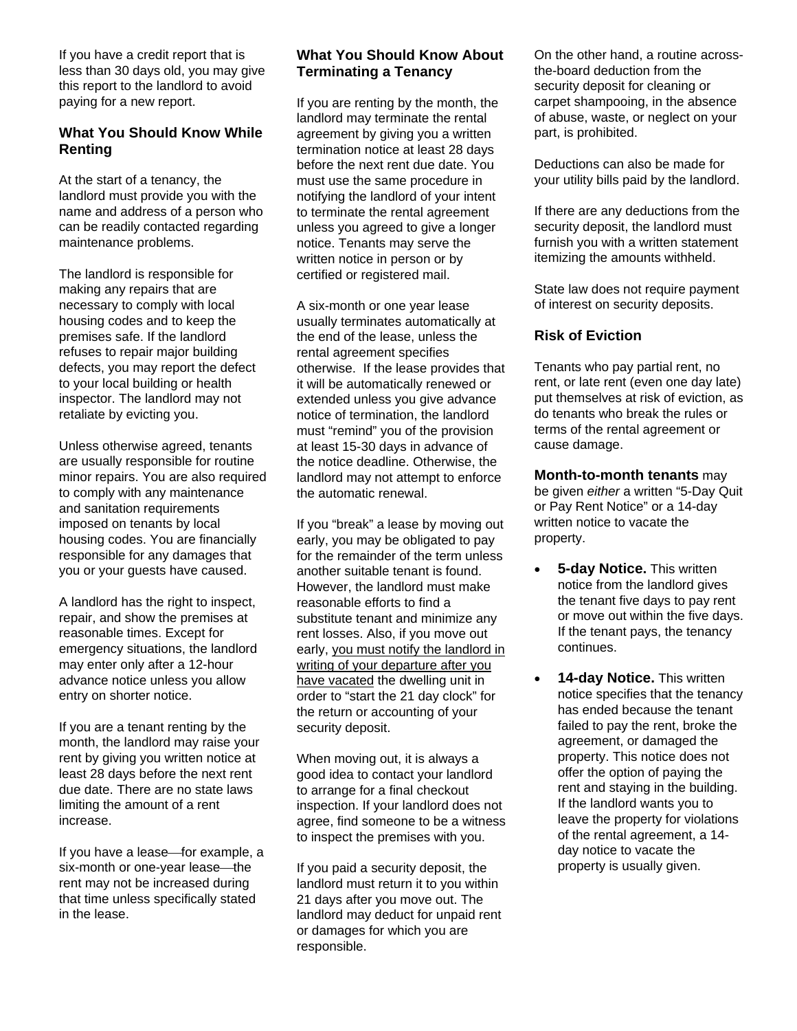If you have a credit report that is less than 30 days old, you may give this report to the landlord to avoid paying for a new report.

## What You Should Know While Renting

At the start of a tenancy, the landlord must provide you with the name and address of a person who can be readily contacted regarding maintenance problems.

The landlord is responsible for making any repairs that are necessary to comply with local housing codes and to keep the premises safe. If the landlord refuses to repair major building defects, you may report the defect to your local building or health inspector. The landlord may not retaliate by evicting you.

Unless otherwise agreed, tenants are usually responsible for routine minor repairs. You are also required to comply with any maintenance and sanitation requirements imposed on tenants by local housing codes. You are financially responsible for any damages that you or your guests have caused.

A landlord has the right to inspect, repair, and show the premises at reasonable times. Except for emergency situations, the landlord may enter only after a 12-hour advance notice unless you allow entry on shorter notice.

If you are a tenant renting by the month, the landlord may raise your rent by giving you written notice at least 28 days before the next rent due date. There are no state laws limiting the amount of a rent increase.

If you have a lease—for example, a six-month or one-year lease—the rent may not be increased during that time unless specifically stated in the lease.

## What You Should Know About Terminating a Tenancy

If you are renting by the month, the landlord may terminate the rental agreement by giving you a written termination notice at least 28 days before the next rent due date. You must use the same procedure in notifying the landlord of your intent to terminate the rental agreement unless you agreed to give a longer notice. Tenants may serve the written notice in person or by certified or registered mail.

A six-month or one year lease usually terminates automatically at the end of the lease, unless the rental agreement specifies otherwise. If the lease provides that it will be automatically renewed or extended unless you give advance notice of termination, the landlord must "remind" you of the provision at least 15-30 days in advance of the notice deadline. Otherwise, the landlord may not attempt to enforce the automatic renewal.

If you "break" a lease by moving out early, you may be obligated to pay for the remainder of the term unless another suitable tenant is found. However, the landlord must make reasonable efforts to find a substitute tenant and minimize any rent losses. Also, if you move out early, <u>you must notify the landlord in writing of your departure after you have vacated</u> the dwelling unit in order to "start the 21 day clock" for the return or accounting of your security deposit.

When moving out, it is always a good idea to contact your landlord to arrange for a final checkout inspection. If your landlord does not agree, find someone to be a witness to inspect the premises with you.

If you paid a security deposit, the landlord must return it to you within 21 days after you move out. The landlord may deduct for unpaid rent or damages for which you are responsible.

On the other hand, a routine across-the-board deduction from the security deposit for cleaning or carpet shampooing, in the absence of abuse, waste, or neglect on your part, is prohibited.

Deductions can also be made for your utility bills paid by the landlord.

If there are any deductions from the security deposit, the landlord must furnish you with a written statement itemizing the amounts withheld.

State law does not require payment of interest on security deposits.

## Risk of Eviction

Tenants who pay partial rent, no rent, or late rent (even one day late) put themselves at risk of eviction, as do tenants who break the rules or terms of the rental agreement or cause damage.

**Month-to-month tenants** may be given *either* a written "5-Day Quit or Pay Rent Notice" or a 14-day written notice to vacate the property.

- **5-day Notice.** This written notice from the landlord gives the tenant five days to pay rent or move out within the five days. If the tenant pays, the tenancy continues.
- **14-day Notice.** This written notice specifies that the tenancy has ended because the tenant failed to pay the rent, broke the agreement, or damaged the property. This notice does not offer the option of paying the rent and staying in the building. If the landlord wants you to leave the property for violations of the rental agreement, a 14-day notice to vacate the property is usually given.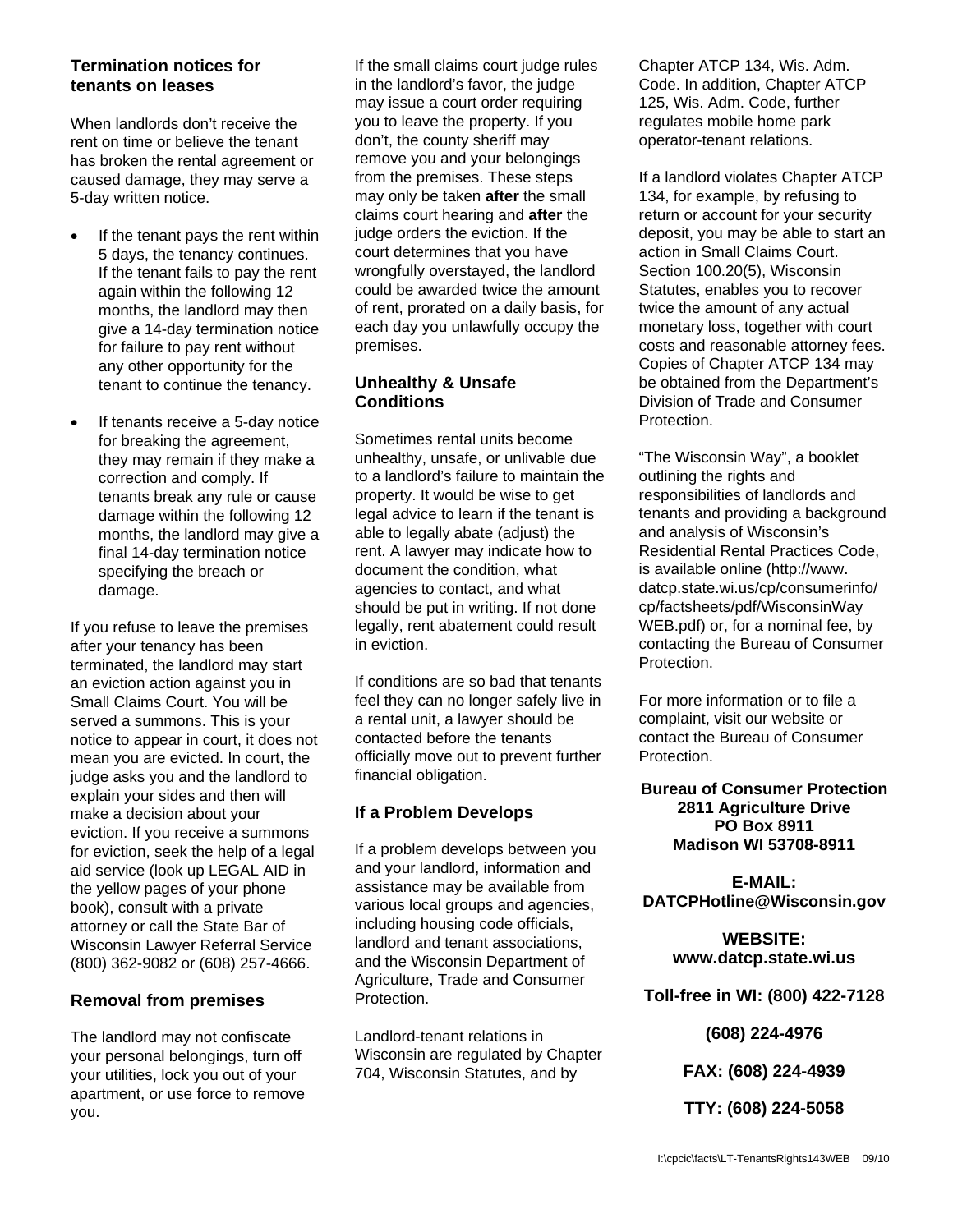### Termination notices for tenants on leases

When landlords don't receive the rent on time or believe the tenant has broken the rental agreement or caused damage, they may serve a 5-day written notice.

- If the tenant pays the rent within 5 days, the tenancy continues. If the tenant fails to pay the rent again within the following 12 months, the landlord may then give a 14-day termination notice for failure to pay rent without any other opportunity for the tenant to continue the tenancy.
- If tenants receive a 5-day notice for breaking the agreement, they may remain if they make a correction and comply. If tenants break any rule or cause damage within the following 12 months, the landlord may give a final 14-day termination notice specifying the breach or damage.

If you refuse to leave the premises after your tenancy has been terminated, the landlord may start an eviction action against you in Small Claims Court. You will be served a summons. This is your notice to appear in court, it does not mean you are evicted. In court, the judge asks you and the landlord to explain your sides and then will make a decision about your eviction. If you receive a summons for eviction, seek the help of a legal aid service (look up LEGAL AID in the yellow pages of your phone book), consult with a private attorney or call the State Bar of Wisconsin Lawyer Referral Service (800) 362-9082 or (608) 257-4666.

### Removal from premises

The landlord may not confiscate your personal belongings, turn off your utilities, lock you out of your apartment, or use force to remove you.

If the small claims court judge rules in the landlord's favor, the judge may issue a court order requiring you to leave the property. If you don't, the county sheriff may remove you and your belongings from the premises. These steps may only be taken **after** the small claims court hearing and **after** the judge orders the eviction. If the court determines that you have wrongfully overstayed, the landlord could be awarded twice the amount of rent, prorated on a daily basis, for each day you unlawfully occupy the premises.

### Unhealthy & Unsafe Conditions

Sometimes rental units become unhealthy, unsafe, or unlivable due to a landlord's failure to maintain the property. It would be wise to get legal advice to learn if the tenant is able to legally abate (adjust) the rent. A lawyer may indicate how to document the condition, what agencies to contact, and what should be put in writing. If not done legally, rent abatement could result in eviction.

If conditions are so bad that tenants feel they can no longer safely live in a rental unit, a lawyer should be contacted before the tenants officially move out to prevent further financial obligation.

### If a Problem Develops

If a problem develops between you and your landlord, information and assistance may be available from various local groups and agencies, including housing code officials, landlord and tenant associations, and the Wisconsin Department of Agriculture, Trade and Consumer Protection.

Landlord-tenant relations in Wisconsin are regulated by Chapter 704, Wisconsin Statutes, and by Chapter ATCP 134, Wis. Adm. Code. In addition, Chapter ATCP 125, Wis. Adm. Code, further regulates mobile home park operator-tenant relations.

If a landlord violates Chapter ATCP 134, for example, by refusing to return or account for your security deposit, you may be able to start an action in Small Claims Court. Section 100.20(5), Wisconsin Statutes, enables you to recover twice the amount of any actual monetary loss, together with court costs and reasonable attorney fees. Copies of Chapter ATCP 134 may be obtained from the Department's Division of Trade and Consumer Protection.

"The Wisconsin Way", a booklet outlining the rights and responsibilities of landlords and tenants and providing a background and analysis of Wisconsin's Residential Rental Practices Code, is available online (http://www.datcp.state.wi.us/cp/consumerinfo/cp/factsheets/pdf/WisconsinWayWEB.pdf) or, for a nominal fee, by contacting the Bureau of Consumer Protection.

For more information or to file a complaint, visit our website or contact the Bureau of Consumer Protection.

**Bureau of Consumer Protection**
**2811 Agriculture Drive**
**PO Box 8911**
**Madison WI 53708-8911**

**E-MAIL:**
**DATCPHotline@Wisconsin.gov**

**WEBSITE:**
**www.datcp.state.wi.us**

**Toll-free in WI: (800) 422-7128**

**(608) 224-4976**

**FAX: (608) 224-4939**

**TTY: (608) 224-5058**

I:\cpcic\facts\LT-TenantsRights143WEB 09/10